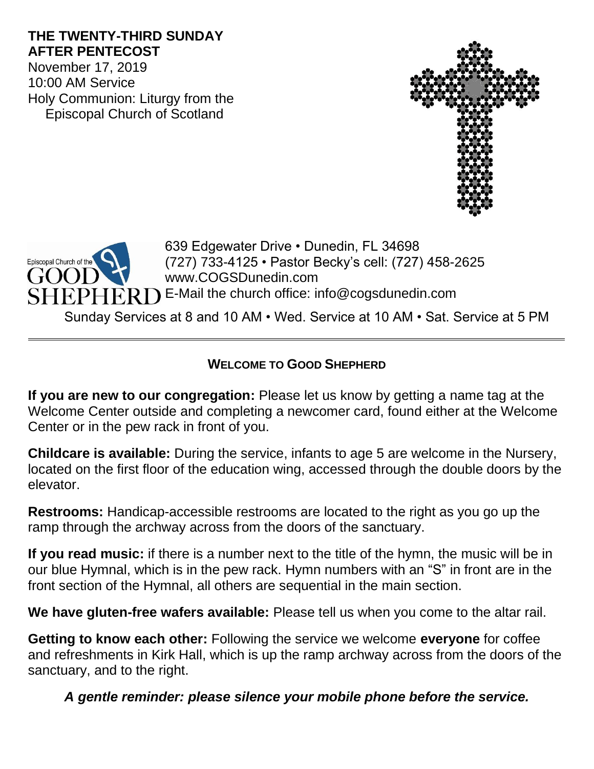# THE TWENTY-THIRD SUNDAY AFTER PENTECOST

November 17, 2019
10:00 AM Service
Holy Communion: Liturgy from the Episcopal Church of Scotland

Episcopal Church of the GOOD SHEPHERD

639 Edgewater Drive • Dunedin, FL 34698
(727) 733-4125 • Pastor Becky's cell: (727) 458-2625
www.COGSDunedin.com
E-Mail the church office: info@cogsdunedin.com

Sunday Services at 8 and 10 AM • Wed. Service at 10 AM • Sat. Service at 5 PM

---

## WELCOME TO GOOD SHEPHERD

**If you are new to our congregation:** Please let us know by getting a name tag at the Welcome Center outside and completing a newcomer card, found either at the Welcome Center or in the pew rack in front of you.

**Childcare is available:** During the service, infants to age 5 are welcome in the Nursery, located on the first floor of the education wing, accessed through the double doors by the elevator.

**Restrooms:** Handicap-accessible restrooms are located to the right as you go up the ramp through the archway across from the doors of the sanctuary.

**If you read music:** if there is a number next to the title of the hymn, the music will be in our blue Hymnal, which is in the pew rack. Hymn numbers with an "S" in front are in the front section of the Hymnal, all others are sequential in the main section.

**We have gluten-free wafers available:** Please tell us when you come to the altar rail.

**Getting to know each other:** Following the service we welcome **everyone** for coffee and refreshments in Kirk Hall, which is up the ramp archway across from the doors of the sanctuary, and to the right.

***A gentle reminder: please silence your mobile phone before the service.***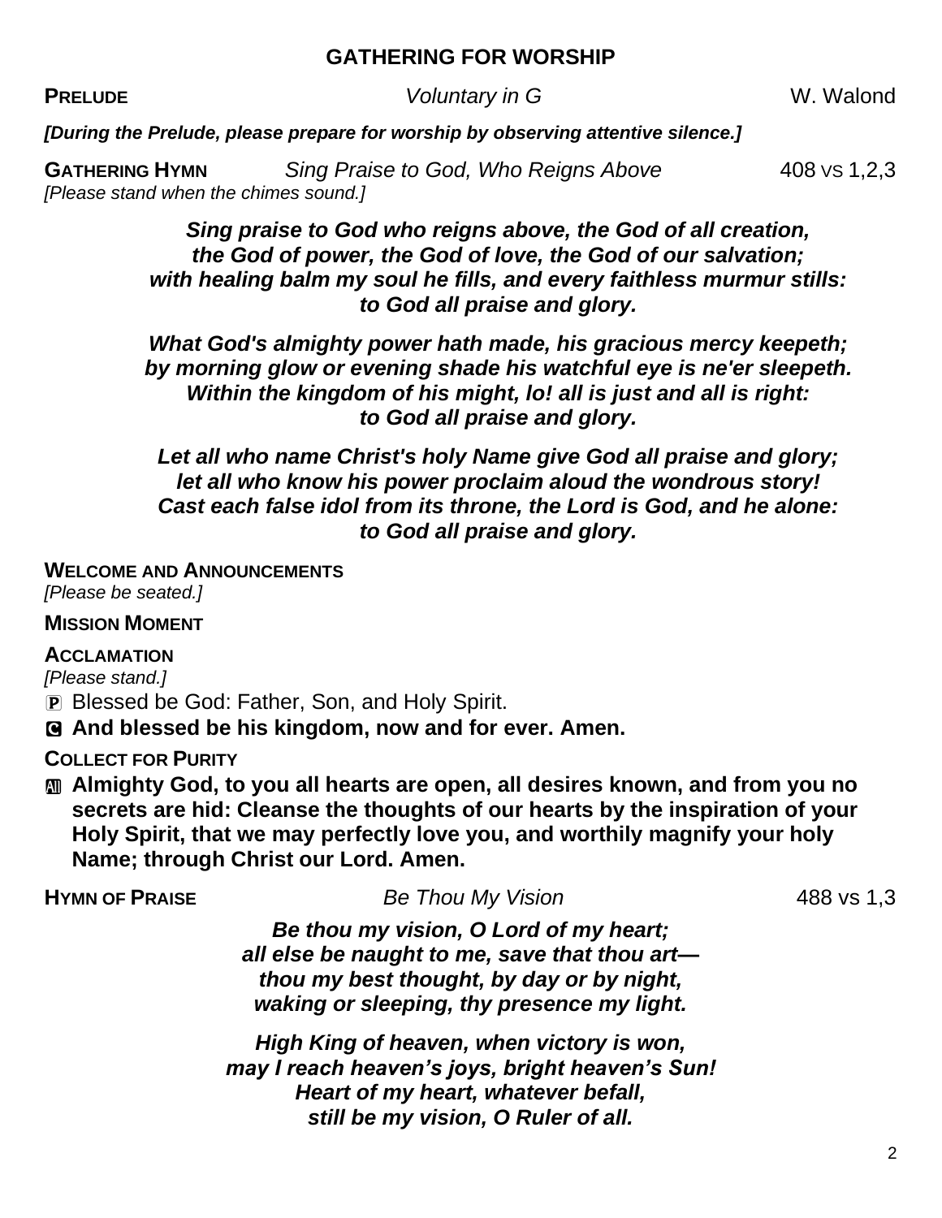## GATHERING FOR WORSHIP

**PRELUDE** *Voluntary in G* W. Walond

***[During the Prelude, please prepare for worship by observing attentive silence.]***

**GATHERING HYMN** *Sing Praise to God, Who Reigns Above* 408 VS 1,2,3
*[Please stand when the chimes sound.]*

***Sing praise to God who reigns above, the God of all creation,***
***the God of power, the God of love, the God of our salvation;***
***with healing balm my soul he fills, and every faithless murmur stills:***
***to God all praise and glory.***

***What God's almighty power hath made, his gracious mercy keepeth;***
***by morning glow or evening shade his watchful eye is ne'er sleepeth.***
***Within the kingdom of his might, lo! all is just and all is right:***
***to God all praise and glory.***

***Let all who name Christ's holy Name give God all praise and glory;***
***let all who know his power proclaim aloud the wondrous story!***
***Cast each false idol from its throne, the Lord is God, and he alone:***
***to God all praise and glory.***

**WELCOME AND ANNOUNCEMENTS**
*[Please be seated.]*

**MISSION MOMENT**

**ACCLAMATION**
*[Please stand.]*

P Blessed be God: Father, Son, and Holy Spirit.

**C And blessed be his kingdom, now and for ever. Amen.**

**COLLECT FOR PURITY**

**All Almighty God, to you all hearts are open, all desires known, and from you no secrets are hid: Cleanse the thoughts of our hearts by the inspiration of your Holy Spirit, that we may perfectly love you, and worthily magnify your holy Name; through Christ our Lord. Amen.**

**HYMN OF PRAISE** *Be Thou My Vision* 488 vs 1,3

***Be thou my vision, O Lord of my heart;***
***all else be naught to me, save that thou art—***
***thou my best thought, by day or by night,***
***waking or sleeping, thy presence my light.***

***High King of heaven, when victory is won,***
***may I reach heaven's joys, bright heaven's Sun!***
***Heart of my heart, whatever befall,***
***still be my vision, O Ruler of all.***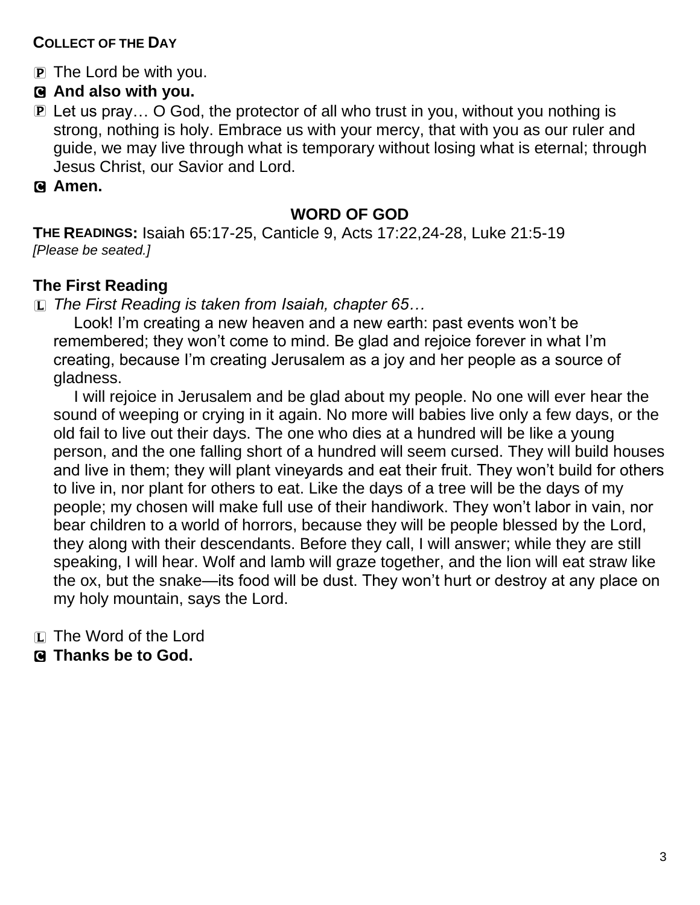**COLLECT OF THE DAY**

P The Lord be with you.

C **And also with you.**

P Let us pray… O God, the protector of all who trust in you, without you nothing is strong, nothing is holy. Embrace us with your mercy, that with you as our ruler and guide, we may live through what is temporary without losing what is eternal; through Jesus Christ, our Savior and Lord.

C **Amen.**

## WORD OF GOD

**THE READINGS:** Isaiah 65:17-25, Canticle 9, Acts 17:22,24-28, Luke 21:5-19
*[Please be seated.]*

### The First Reading

L *The First Reading is taken from Isaiah, chapter 65…*

Look! I'm creating a new heaven and a new earth: past events won't be remembered; they won't come to mind. Be glad and rejoice forever in what I'm creating, because I'm creating Jerusalem as a joy and her people as a source of gladness.

I will rejoice in Jerusalem and be glad about my people. No one will ever hear the sound of weeping or crying in it again. No more will babies live only a few days, or the old fail to live out their days. The one who dies at a hundred will be like a young person, and the one falling short of a hundred will seem cursed. They will build houses and live in them; they will plant vineyards and eat their fruit. They won't build for others to live in, nor plant for others to eat. Like the days of a tree will be the days of my people; my chosen will make full use of their handiwork. They won't labor in vain, nor bear children to a world of horrors, because they will be people blessed by the Lord, they along with their descendants. Before they call, I will answer; while they are still speaking, I will hear. Wolf and lamb will graze together, and the lion will eat straw like the ox, but the snake—its food will be dust. They won't hurt or destroy at any place on my holy mountain, says the Lord.

L The Word of the Lord

C **Thanks be to God.**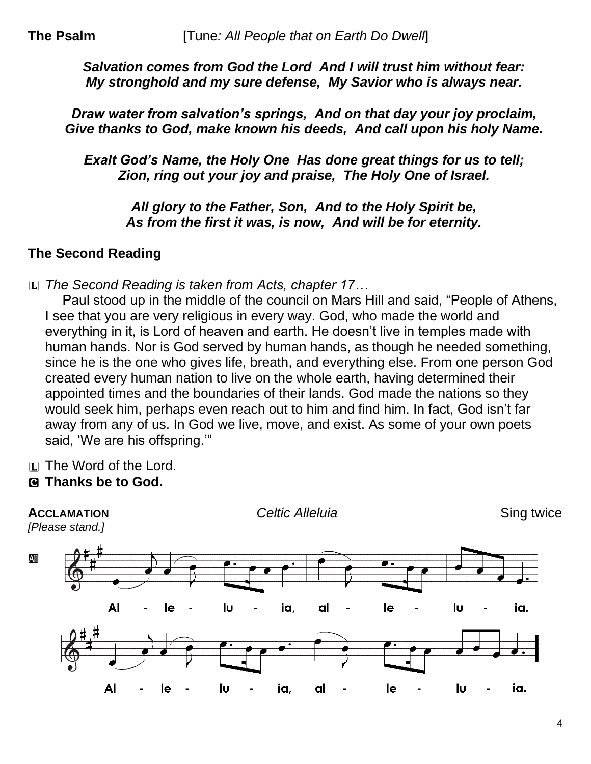**The Psalm** [Tune*: All People that on Earth Do Dwell*]

***Salvation comes from God the Lord And I will trust him without fear:***
***My stronghold and my sure defense, My Savior who is always near.***

***Draw water from salvation's springs, And on that day your joy proclaim,***
***Give thanks to God, make known his deeds, And call upon his holy Name.***

***Exalt God's Name, the Holy One Has done great things for us to tell;***
***Zion, ring out your joy and praise, The Holy One of Israel.***

***All glory to the Father, Son, And to the Holy Spirit be,***
***As from the first it was, is now, And will be for eternity.***

## The Second Reading

L *The Second Reading is taken from Acts, chapter 17…*

Paul stood up in the middle of the council on Mars Hill and said, "People of Athens, I see that you are very religious in every way. God, who made the world and everything in it, is Lord of heaven and earth. He doesn't live in temples made with human hands. Nor is God served by human hands, as though he needed something, since he is the one who gives life, breath, and everything else. From one person God created every human nation to live on the whole earth, having determined their appointed times and the boundaries of their lands. God made the nations so they would seek him, perhaps even reach out to him and find him. In fact, God isn't far away from any of us. In God we live, move, and exist. As some of your own poets said, 'We are his offspring.'"

L The Word of the Lord.
**C Thanks be to God.**

**ACCLAMATION** *Celtic Alleluia* Sing twice
*[Please stand.]*

All

Al - le - lu - ia, al - le - lu - ia.

Al - le - lu - ia, al - le - lu - ia.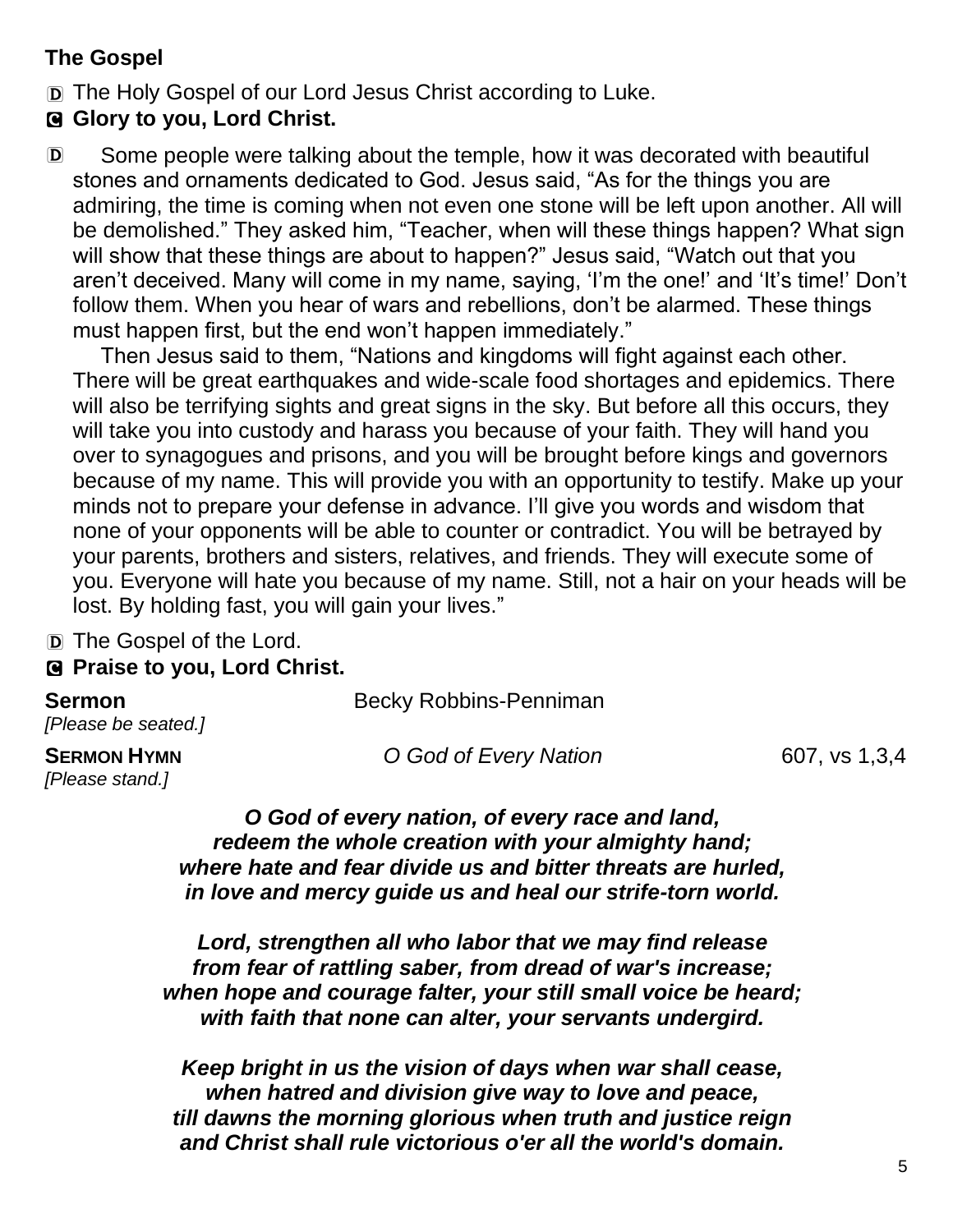**The Gospel**

D The Holy Gospel of our Lord Jesus Christ according to Luke.

C **Glory to you, Lord Christ.**

D Some people were talking about the temple, how it was decorated with beautiful stones and ornaments dedicated to God. Jesus said, "As for the things you are admiring, the time is coming when not even one stone will be left upon another. All will be demolished." They asked him, "Teacher, when will these things happen? What sign will show that these things are about to happen?" Jesus said, "Watch out that you aren't deceived. Many will come in my name, saying, 'I'm the one!' and 'It's time!' Don't follow them. When you hear of wars and rebellions, don't be alarmed. These things must happen first, but the end won't happen immediately."

Then Jesus said to them, "Nations and kingdoms will fight against each other. There will be great earthquakes and wide-scale food shortages and epidemics. There will also be terrifying sights and great signs in the sky. But before all this occurs, they will take you into custody and harass you because of your faith. They will hand you over to synagogues and prisons, and you will be brought before kings and governors because of my name. This will provide you with an opportunity to testify. Make up your minds not to prepare your defense in advance. I'll give you words and wisdom that none of your opponents will be able to counter or contradict. You will be betrayed by your parents, brothers and sisters, relatives, and friends. They will execute some of you. Everyone will hate you because of my name. Still, not a hair on your heads will be lost. By holding fast, you will gain your lives."

D The Gospel of the Lord.

C **Praise to you, Lord Christ.**

**Sermon** Becky Robbins-Penniman
*[Please be seated.]*

**SERMON HYMN** *O God of Every Nation* 607, vs 1,3,4
*[Please stand.]*

***O God of every nation, of every race and land,***
***redeem the whole creation with your almighty hand;***
***where hate and fear divide us and bitter threats are hurled,***
***in love and mercy guide us and heal our strife-torn world.***

***Lord, strengthen all who labor that we may find release***
***from fear of rattling saber, from dread of war's increase;***
***when hope and courage falter, your still small voice be heard;***
***with faith that none can alter, your servants undergird.***

***Keep bright in us the vision of days when war shall cease,***
***when hatred and division give way to love and peace,***
***till dawns the morning glorious when truth and justice reign***
***and Christ shall rule victorious o'er all the world's domain.***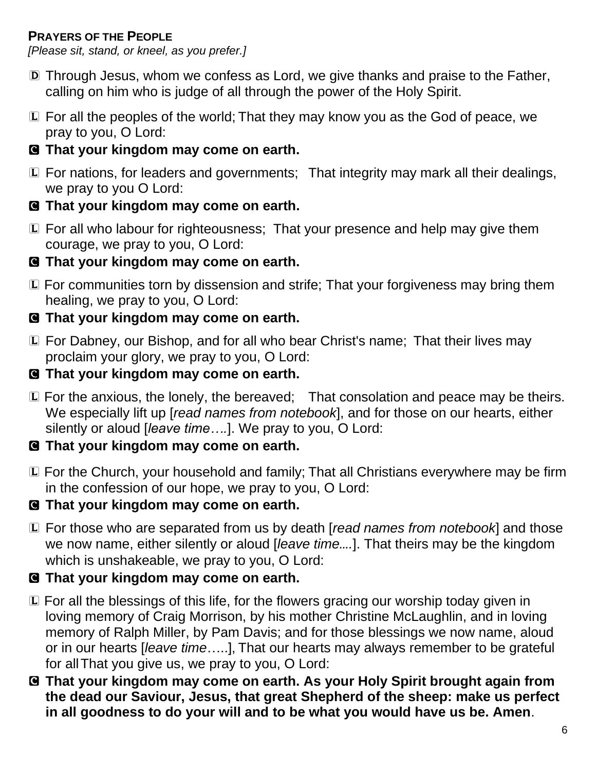**PRAYERS OF THE PEOPLE**

*[Please sit, stand, or kneel, as you prefer.]*

D Through Jesus, whom we confess as Lord, we give thanks and praise to the Father, calling on him who is judge of all through the power of the Holy Spirit.

L For all the peoples of the world; That they may know you as the God of peace, we pray to you, O Lord:

**C That your kingdom may come on earth.**

L For nations, for leaders and governments; That integrity may mark all their dealings, we pray to you O Lord:

**C That your kingdom may come on earth.**

L For all who labour for righteousness; That your presence and help may give them courage, we pray to you, O Lord:

**C That your kingdom may come on earth.**

L For communities torn by dissension and strife; That your forgiveness may bring them healing, we pray to you, O Lord:

**C That your kingdom may come on earth.**

L For Dabney, our Bishop, and for all who bear Christ's name; That their lives may proclaim your glory, we pray to you, O Lord:

**C That your kingdom may come on earth.**

L For the anxious, the lonely, the bereaved; That consolation and peace may be theirs. We especially lift up [*read names from notebook*], and for those on our hearts, either silently or aloud [*leave time….*]. We pray to you, O Lord:

**C That your kingdom may come on earth.**

L For the Church, your household and family; That all Christians everywhere may be firm in the confession of our hope, we pray to you, O Lord:

**C That your kingdom may come on earth.**

L For those who are separated from us by death [*read names from notebook*] and those we now name, either silently or aloud [*leave time….*]. That theirs may be the kingdom which is unshakeable, we pray to you, O Lord:

**C That your kingdom may come on earth.**

L For all the blessings of this life, for the flowers gracing our worship today given in loving memory of Craig Morrison, by his mother Christine McLaughlin, and in loving memory of Ralph Miller, by Pam Davis; and for those blessings we now name, aloud or in our hearts [*leave time*…..], That our hearts may always remember to be grateful for all That you give us, we pray to you, O Lord:

**C That your kingdom may come on earth. As your Holy Spirit brought again from the dead our Saviour, Jesus, that great Shepherd of the sheep: make us perfect in all goodness to do your will and to be what you would have us be. Amen**.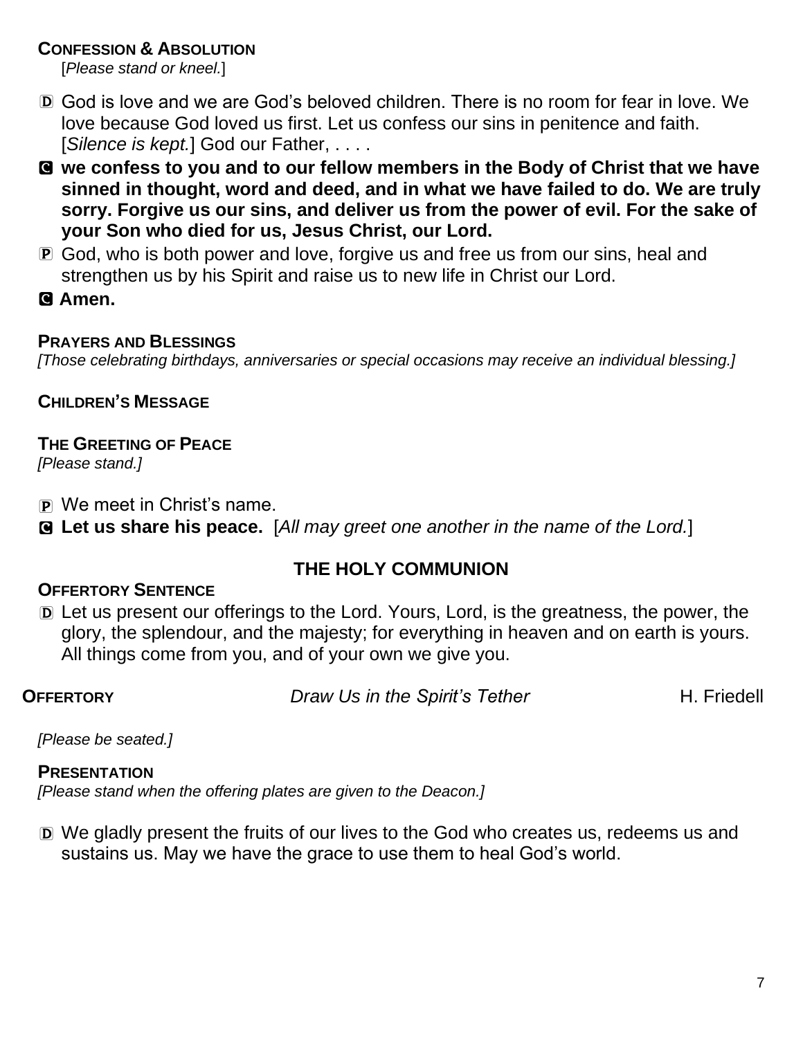**CONFESSION & ABSOLUTION**
[*Please stand or kneel.*]

D God is love and we are God's beloved children. There is no room for fear in love. We love because God loved us first. Let us confess our sins in penitence and faith. [*Silence is kept.*] God our Father, . . . .

**C we confess to you and to our fellow members in the Body of Christ that we have sinned in thought, word and deed, and in what we have failed to do. We are truly sorry. Forgive us our sins, and deliver us from the power of evil. For the sake of your Son who died for us, Jesus Christ, our Lord.**

P God, who is both power and love, forgive us and free us from our sins, heal and strengthen us by his Spirit and raise us to new life in Christ our Lord.

**C Amen.**

**PRAYERS AND BLESSINGS**
*[Those celebrating birthdays, anniversaries or special occasions may receive an individual blessing.]*

**CHILDREN'S MESSAGE**

**THE GREETING OF PEACE**
*[Please stand.]*

P We meet in Christ's name.

**C Let us share his peace.** [*All may greet one another in the name of the Lord.*]

## THE HOLY COMMUNION

**OFFERTORY SENTENCE**

D Let us present our offerings to the Lord. Yours, Lord, is the greatness, the power, the glory, the splendour, and the majesty; for everything in heaven and on earth is yours. All things come from you, and of your own we give you.

**OFFERTORY** *Draw Us in the Spirit's Tether* H. Friedell

*[Please be seated.]*

**PRESENTATION**
*[Please stand when the offering plates are given to the Deacon.]*

D We gladly present the fruits of our lives to the God who creates us, redeems us and sustains us. May we have the grace to use them to heal God's world.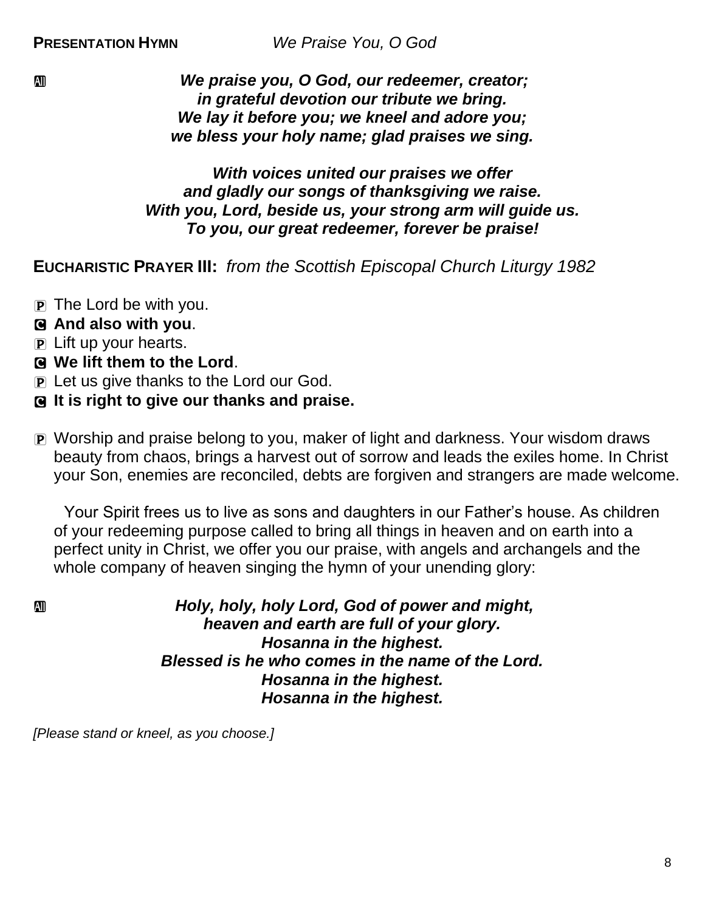**PRESENTATION HYMN** *We Praise You, O God*

All ***We praise you, O God, our redeemer, creator;***
***in grateful devotion our tribute we bring.***
***We lay it before you; we kneel and adore you;***
***we bless your holy name; glad praises we sing.***

***With voices united our praises we offer***
***and gladly our songs of thanksgiving we raise.***
***With you, Lord, beside us, your strong arm will guide us.***
***To you, our great redeemer, forever be praise!***

**EUCHARISTIC PRAYER III:** *from the Scottish Episcopal Church Liturgy 1982*

P The Lord be with you.
C **And also with you**.
P Lift up your hearts.
C **We lift them to the Lord**.
P Let us give thanks to the Lord our God.
C **It is right to give our thanks and praise.**

P Worship and praise belong to you, maker of light and darkness. Your wisdom draws beauty from chaos, brings a harvest out of sorrow and leads the exiles home. In Christ your Son, enemies are reconciled, debts are forgiven and strangers are made welcome.

Your Spirit frees us to live as sons and daughters in our Father's house. As children of your redeeming purpose called to bring all things in heaven and on earth into a perfect unity in Christ, we offer you our praise, with angels and archangels and the whole company of heaven singing the hymn of your unending glory:

All ***Holy, holy, holy Lord, God of power and might,***
***heaven and earth are full of your glory.***
***Hosanna in the highest.***
***Blessed is he who comes in the name of the Lord.***
***Hosanna in the highest.***
***Hosanna in the highest.***

*[Please stand or kneel, as you choose.]*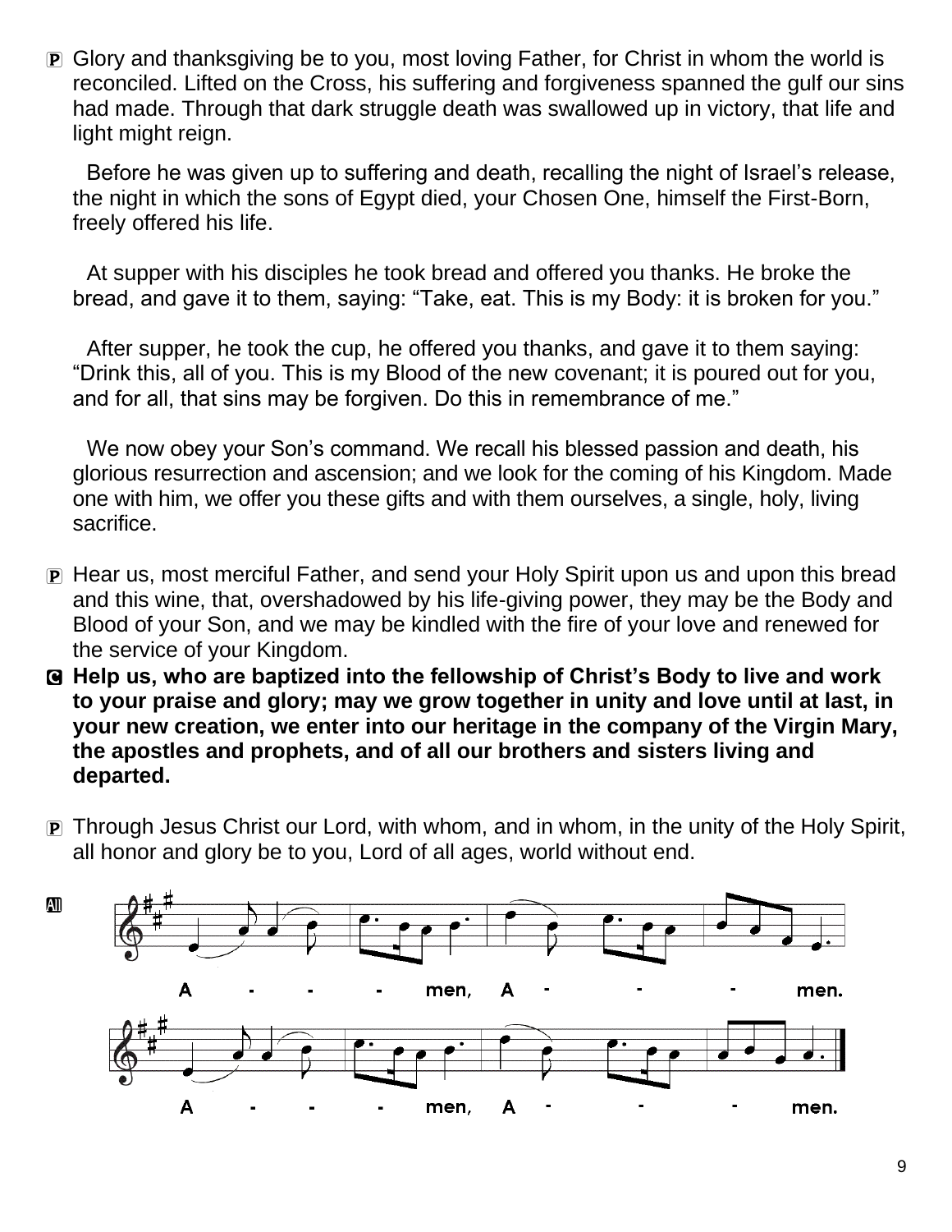P Glory and thanksgiving be to you, most loving Father, for Christ in whom the world is reconciled. Lifted on the Cross, his suffering and forgiveness spanned the gulf our sins had made. Through that dark struggle death was swallowed up in victory, that life and light might reign.

Before he was given up to suffering and death, recalling the night of Israel's release, the night in which the sons of Egypt died, your Chosen One, himself the First-Born, freely offered his life.

At supper with his disciples he took bread and offered you thanks. He broke the bread, and gave it to them, saying: "Take, eat. This is my Body: it is broken for you."

After supper, he took the cup, he offered you thanks, and gave it to them saying: "Drink this, all of you. This is my Blood of the new covenant; it is poured out for you, and for all, that sins may be forgiven. Do this in remembrance of me."

We now obey your Son's command. We recall his blessed passion and death, his glorious resurrection and ascension; and we look for the coming of his Kingdom. Made one with him, we offer you these gifts and with them ourselves, a single, holy, living sacrifice.

P Hear us, most merciful Father, and send your Holy Spirit upon us and upon this bread and this wine, that, overshadowed by his life-giving power, they may be the Body and Blood of your Son, and we may be kindled with the fire of your love and renewed for the service of your Kingdom.

**C Help us, who are baptized into the fellowship of Christ's Body to live and work to your praise and glory; may we grow together in unity and love until at last, in your new creation, we enter into our heritage in the company of the Virgin Mary, the apostles and prophets, and of all our brothers and sisters living and departed.**

P Through Jesus Christ our Lord, with whom, and in whom, in the unity of the Holy Spirit, all honor and glory be to you, Lord of all ages, world without end.

All

A - - - men, A - - - men.

A - - - men, A - - - men.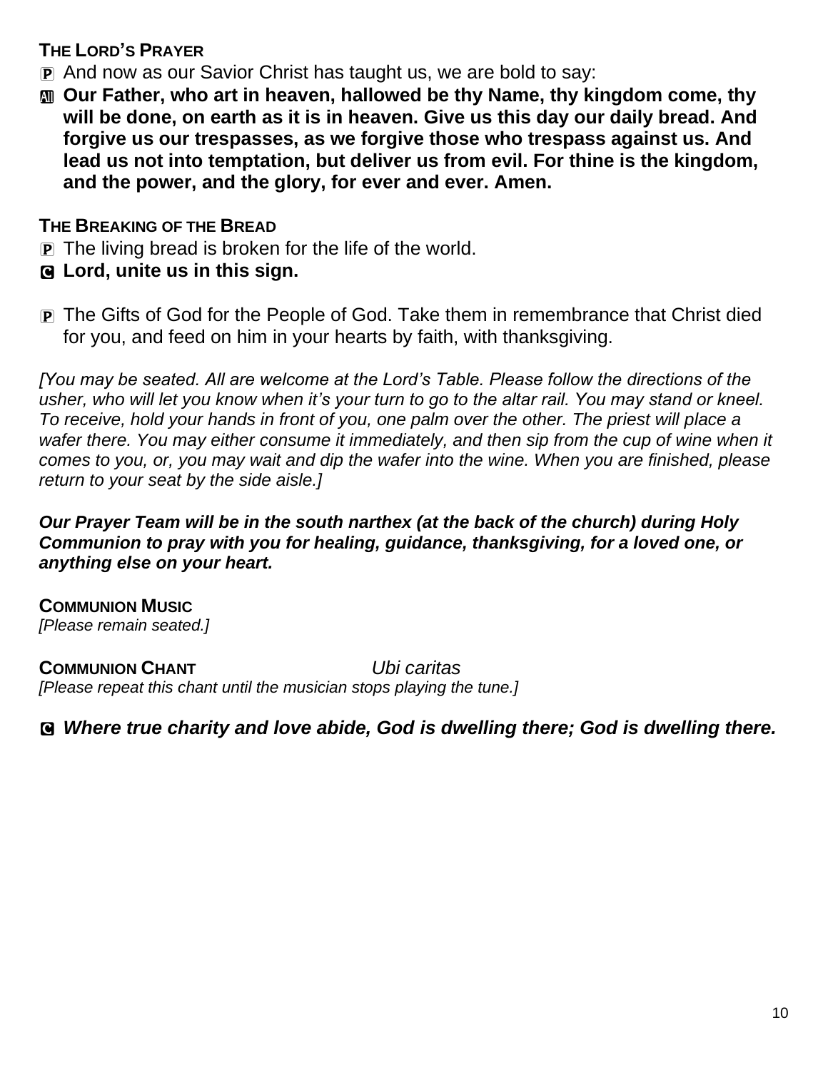**THE LORD'S PRAYER**

P And now as our Savior Christ has taught us, we are bold to say:

All **Our Father, who art in heaven, hallowed be thy Name, thy kingdom come, thy will be done, on earth as it is in heaven. Give us this day our daily bread. And forgive us our trespasses, as we forgive those who trespass against us. And lead us not into temptation, but deliver us from evil. For thine is the kingdom, and the power, and the glory, for ever and ever. Amen.**

**THE BREAKING OF THE BREAD**

P The living bread is broken for the life of the world.

C **Lord, unite us in this sign.**

P The Gifts of God for the People of God. Take them in remembrance that Christ died for you, and feed on him in your hearts by faith, with thanksgiving.

*[You may be seated. All are welcome at the Lord's Table. Please follow the directions of the usher, who will let you know when it's your turn to go to the altar rail. You may stand or kneel. To receive, hold your hands in front of you, one palm over the other. The priest will place a wafer there. You may either consume it immediately, and then sip from the cup of wine when it comes to you, or, you may wait and dip the wafer into the wine. When you are finished, please return to your seat by the side aisle.]*

***Our Prayer Team will be in the south narthex (at the back of the church) during Holy Communion to pray with you for healing, guidance, thanksgiving, for a loved one, or anything else on your heart.***

**COMMUNION MUSIC**
*[Please remain seated.]*

**COMMUNION CHANT** *Ubi caritas*
*[Please repeat this chant until the musician stops playing the tune.]*

C ***Where true charity and love abide, God is dwelling there; God is dwelling there.***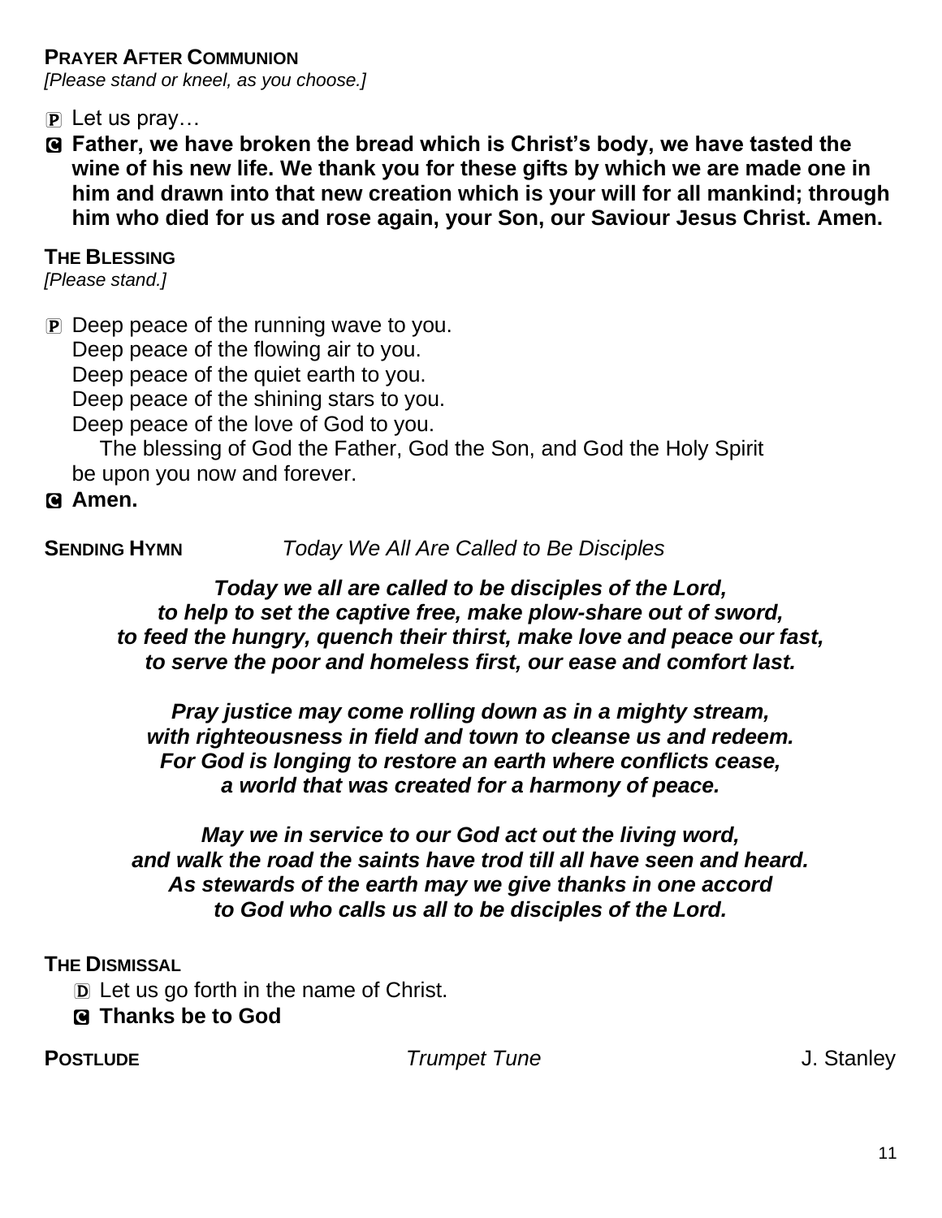**PRAYER AFTER COMMUNION**
*[Please stand or kneel, as you choose.]*

P Let us pray…

C **Father, we have broken the bread which is Christ's body, we have tasted the wine of his new life. We thank you for these gifts by which we are made one in him and drawn into that new creation which is your will for all mankind; through him who died for us and rose again, your Son, our Saviour Jesus Christ. Amen.**

**THE BLESSING**
*[Please stand.]*

P Deep peace of the running wave to you.
Deep peace of the flowing air to you.
Deep peace of the quiet earth to you.
Deep peace of the shining stars to you.
Deep peace of the love of God to you.
The blessing of God the Father, God the Son, and God the Holy Spirit be upon you now and forever.

C **Amen.**

**SENDING HYMN** *Today We All Are Called to Be Disciples*

***Today we all are called to be disciples of the Lord,***
***to help to set the captive free, make plow-share out of sword,***
***to feed the hungry, quench their thirst, make love and peace our fast,***
***to serve the poor and homeless first, our ease and comfort last.***

***Pray justice may come rolling down as in a mighty stream,***
***with righteousness in field and town to cleanse us and redeem.***
***For God is longing to restore an earth where conflicts cease,***
***a world that was created for a harmony of peace.***

***May we in service to our God act out the living word,***
***and walk the road the saints have trod till all have seen and heard.***
***As stewards of the earth may we give thanks in one accord***
***to God who calls us all to be disciples of the Lord.***

**THE DISMISSAL**

D Let us go forth in the name of Christ.

C **Thanks be to God**

**POSTLUDE** *Trumpet Tune* J. Stanley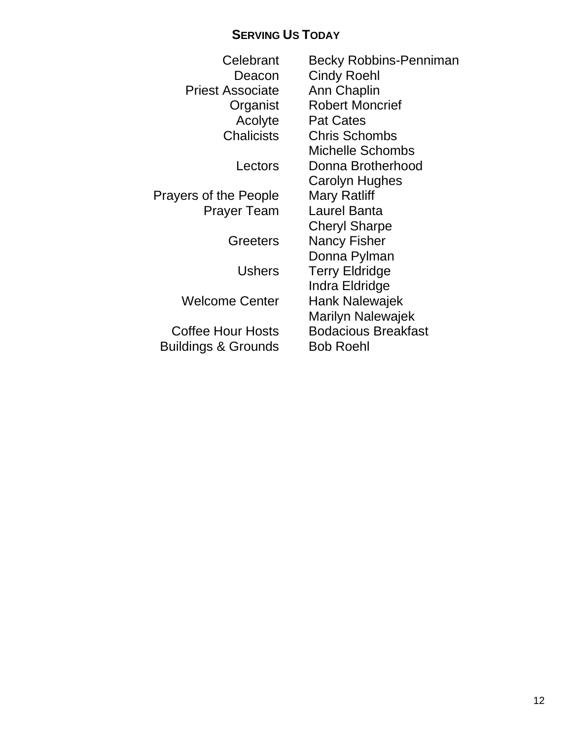## Serving Us Today

| | |
|---|---|
| Celebrant | Becky Robbins-Penniman |
| Deacon | Cindy Roehl |
| Priest Associate | Ann Chaplin |
| Organist | Robert Moncrief |
| Acolyte | Pat Cates |
| Chalicists | Chris Schombs |
| | Michelle Schombs |
| Lectors | Donna Brotherhood |
| | Carolyn Hughes |
| Prayers of the People | Mary Ratliff |
| Prayer Team | Laurel Banta |
| | Cheryl Sharpe |
| Greeters | Nancy Fisher |
| | Donna Pylman |
| Ushers | Terry Eldridge |
| | Indra Eldridge |
| Welcome Center | Hank Nalewajek |
| | Marilyn Nalewajek |
| Coffee Hour Hosts | Bodacious Breakfast |
| Buildings & Grounds | Bob Roehl |